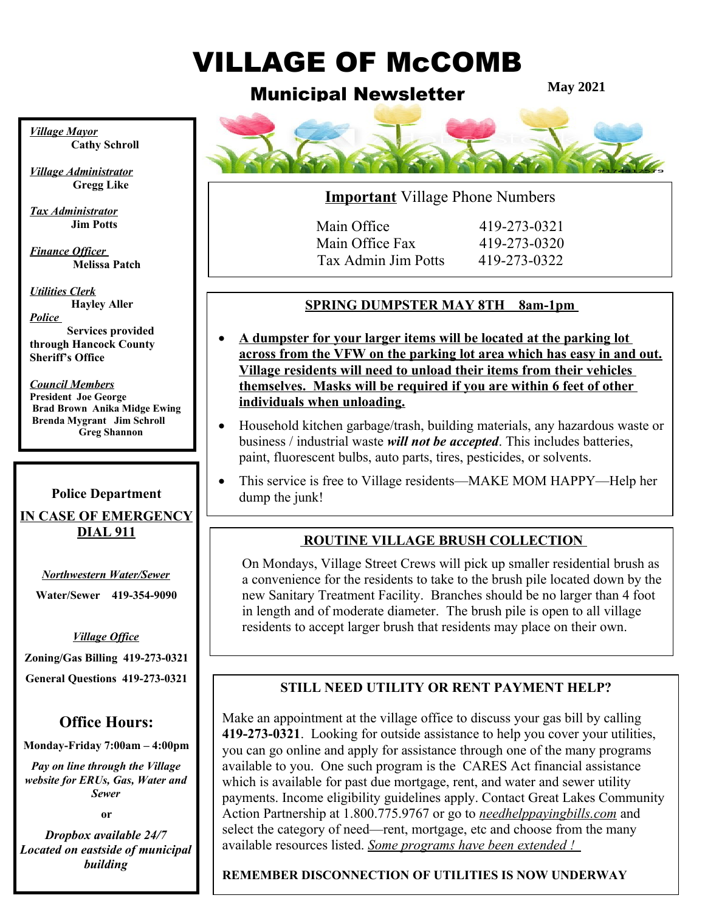# VILLAGE OF McCOMB

## Municipal Newsletter

**May 2021**

*Village Mayor*
**Cathy Schroll**

*Village Administrator*
**Gregg Like**

*Tax Administrator*
**Jim Potts**

*Finance Officer*
**Melissa Patch**

*Utilities Clerk*
**Hayley Aller**

*Police*
**Services provided through Hancock County Sheriff's Office**

*Council Members*
**President Joe George**
**Brad Brown Anika Midge Ewing**
**Brenda Mygrant Jim Schroll**
**Greg Shannon**

**Police Department**

**IN CASE OF EMERGENCY DIAL 911**

*Northwestern Water/Sewer*

**Water/Sewer 419-354-9090**

*Village Office*

**Zoning/Gas Billing 419-273-0321**

**General Questions 419-273-0321**

### Office Hours:

**Monday-Friday 7:00am – 4:00pm**

***Pay on line through the Village website for ERUs, Gas, Water and Sewer***

**or**

***Dropbox available 24/7 Located on eastside of municipal building***

---

**Important** Village Phone Numbers

| | |
|---|---|
| Main Office | 419-273-0321 |
| Main Office Fax | 419-273-0320 |
| Tax Admin Jim Potts | 419-273-0322 |

### SPRING DUMPSTER MAY 8TH 8am-1pm

- **A dumpster for your larger items will be located at the parking lot across from the VFW on the parking lot area which has easy in and out. Village residents will need to unload their items from their vehicles themselves. Masks will be required if you are within 6 feet of other individuals when unloading.**
- Household kitchen garbage/trash, building materials, any hazardous waste or business / industrial waste ***will not be accepted***. This includes batteries, paint, fluorescent bulbs, auto parts, tires, pesticides, or solvents.
- This service is free to Village residents—MAKE MOM HAPPY—Help her dump the junk!

### ROUTINE VILLAGE BRUSH COLLECTION

On Mondays, Village Street Crews will pick up smaller residential brush as a convenience for the residents to take to the brush pile located down by the new Sanitary Treatment Facility. Branches should be no larger than 4 foot in length and of moderate diameter. The brush pile is open to all village residents to accept larger brush that residents may place on their own.

### STILL NEED UTILITY OR RENT PAYMENT HELP?

Make an appointment at the village office to discuss your gas bill by calling **419-273-0321**. Looking for outside assistance to help you cover your utilities, you can go online and apply for assistance through one of the many programs available to you. One such program is the CARES Act financial assistance which is available for past due mortgage, rent, and water and sewer utility payments. Income eligibility guidelines apply. Contact Great Lakes Community Action Partnership at 1.800.775.9767 or go to *needhelppayingbills.com* and select the category of need—rent, mortgage, etc and choose from the many available resources listed. *Some programs have been extended !*

**REMEMBER DISCONNECTION OF UTILITIES IS NOW UNDERWAY**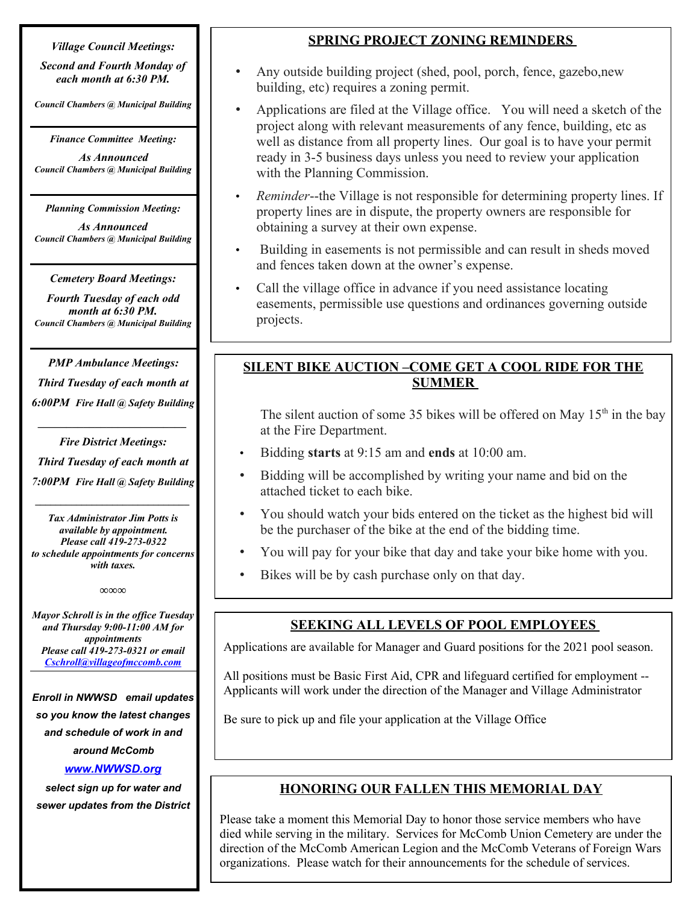*Village Council Meetings:*

***Second and Fourth Monday of each month at 6:30 PM.***

***Council Chambers @ Municipal Building***

---

*Finance Committee Meeting:*

***As Announced***

***Council Chambers @ Municipal Building***

---

*Planning Commission Meeting:*

***As Announced***

***Council Chambers @ Municipal Building***

---

*Cemetery Board Meetings:*

***Fourth Tuesday of each odd month at 6:30 PM.***

***Council Chambers @ Municipal Building***

---

*PMP Ambulance Meetings:*

***Third Tuesday of each month at 6:00PM Fire Hall @ Safety Building***

---

*Fire District Meetings:*

***Third Tuesday of each month at 7:00PM Fire Hall @ Safety Building***

---

***Tax Administrator Jim Potts is available by appointment. Please call 419-273-0322 to schedule appointments for concerns with taxes.***

∞∞∞

***Mayor Schroll is in the office Tuesday and Thursday 9:00-11:00 AM for appointments***

***Please call 419-273-0321 or email Cschroll@villageofmccomb.com***

---

***Enroll in NWWSD email updates so you know the latest changes and schedule of work in and around McComb***

***www.NWWSD.org***

***select sign up for water and sewer updates from the District***

## SPRING PROJECT ZONING REMINDERS

- Any outside building project (shed, pool, porch, fence, gazebo,new building, etc) requires a zoning permit.
- Applications are filed at the Village office. You will need a sketch of the project along with relevant measurements of any fence, building, etc as well as distance from all property lines. Our goal is to have your permit ready in 3-5 business days unless you need to review your application with the Planning Commission.
- *Reminder*--the Village is not responsible for determining property lines. If property lines are in dispute, the property owners are responsible for obtaining a survey at their own expense.
- Building in easements is not permissible and can result in sheds moved and fences taken down at the owner's expense.
- Call the village office in advance if you need assistance locating easements, permissible use questions and ordinances governing outside projects.

## SILENT BIKE AUCTION –COME GET A COOL RIDE FOR THE SUMMER

The silent auction of some 35 bikes will be offered on May 15th in the bay at the Fire Department.

- Bidding **starts** at 9:15 am and **ends** at 10:00 am.
- Bidding will be accomplished by writing your name and bid on the attached ticket to each bike.
- You should watch your bids entered on the ticket as the highest bid will be the purchaser of the bike at the end of the bidding time.
- You will pay for your bike that day and take your bike home with you.
- Bikes will be by cash purchase only on that day.

## SEEKING ALL LEVELS OF POOL EMPLOYEES

Applications are available for Manager and Guard positions for the 2021 pool season.

All positions must be Basic First Aid, CPR and lifeguard certified for employment -- Applicants will work under the direction of the Manager and Village Administrator

Be sure to pick up and file your application at the Village Office

## HONORING OUR FALLEN THIS MEMORIAL DAY

Please take a moment this Memorial Day to honor those service members who have died while serving in the military. Services for McComb Union Cemetery are under the direction of the McComb American Legion and the McComb Veterans of Foreign Wars organizations. Please watch for their announcements for the schedule of services.